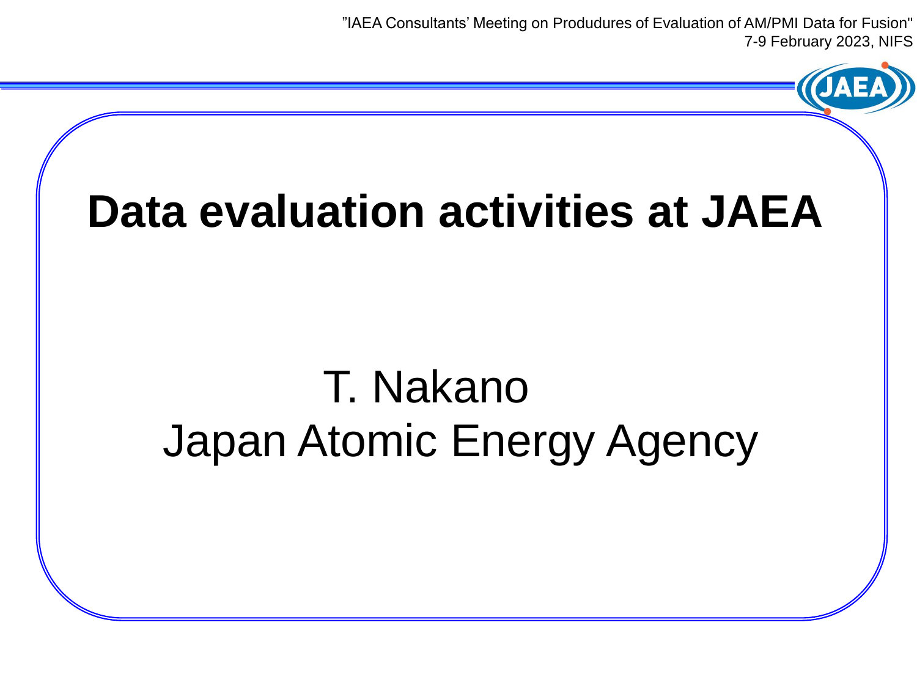"IAEA Consultants' Meeting on Produdures of Evaluation of AM/PMI Data for Fusion"
7-9 February 2023, NIFS

# Data evaluation activities at JAEA

T. Nakano
Japan Atomic Energy Agency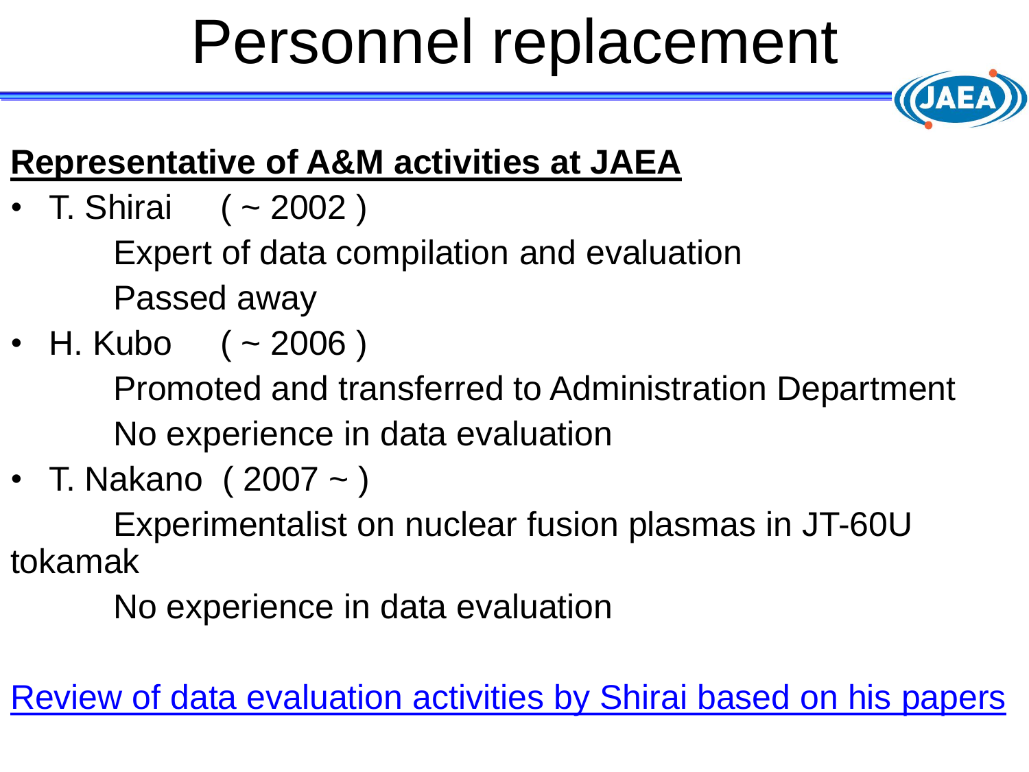# Personnel replacement

**<u>Representative of A&M activities at JAEA</u>**

- T. Shirai ( ~ 2002 )
  - Expert of data compilation and evaluation
  - Passed away
- H. Kubo ( ~ 2006 )
  - Promoted and transferred to Administration Department
  - No experience in data evaluation
- T. Nakano ( 2007 ~ )
  - Experimentalist on nuclear fusion plasmas in JT-60U tokamak
  - No experience in data evaluation

<u>Review of data evaluation activities by Shirai based on his papers</u>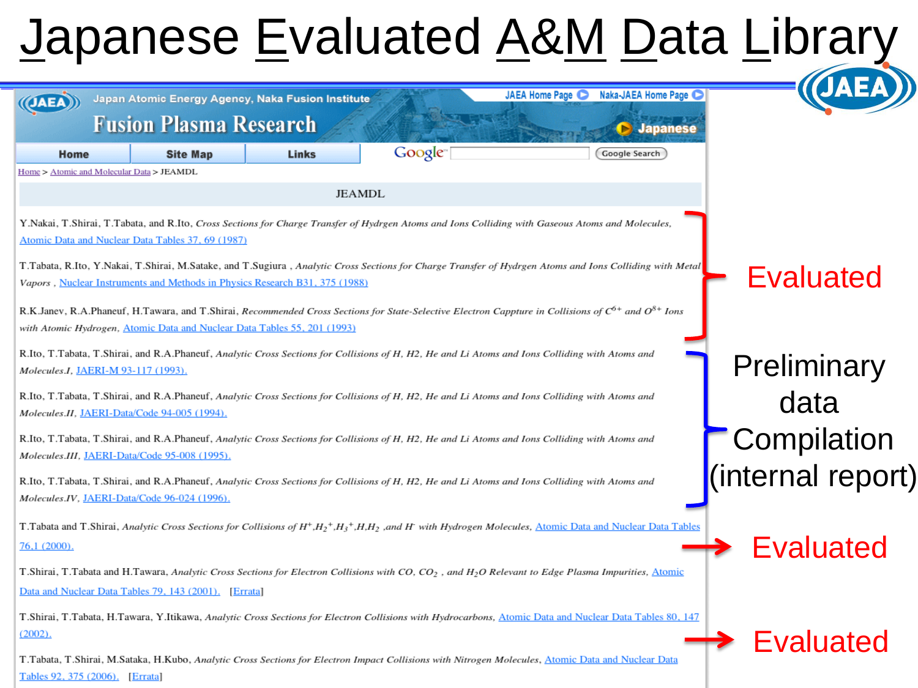# Japanese Evaluated A&M Data Library

Japan Atomic Energy Agency, Naka Fusion Institute

**Fusion Plasma Research**

JAEA Home Page | Naka-JAEA Home Page | Japanese

Home | Site Map | Links | Google Search

Home > Atomic and Molecular Data > JEAMDL

JEAMDL

**Evaluated**

- Y.Nakai, T.Shirai, T.Tabata, and R.Ito, *Cross Sections for Charge Transfer of Hydrgen Atoms and Ions Colliding with Gaseous Atoms and Molecules*, Atomic Data and Nuclear Data Tables 37, 69 (1987)
- T.Tabata, R.Ito, Y.Nakai, T.Shirai, M.Satake, and T.Sugiura , *Analytic Cross Sections for Charge Transfer of Hydrgen Atoms and Ions Colliding with Metal Vapors* , Nuclear Instruments and Methods in Physics Research B31, 375 (1988)
- R.K.Janev, R.A.Phaneuf, H.Tawara, and T.Shirai, *Recommended Cross Sections for State-Selective Electron Cappture in Collisions of $C^{6+}$ and $O^{8+}$ Ions with Atomic Hydrogen*, Atomic Data and Nuclear Data Tables 55, 201 (1993)

**Preliminary data Compilation (internal report)**

- R.Ito, T.Tabata, T.Shirai, and R.A.Phaneuf, *Analytic Cross Sections for Collisions of H, H2, He and Li Atoms and Ions Colliding with Atoms and Molecules.I*, JAERI-M 93-117 (1993).
- R.Ito, T.Tabata, T.Shirai, and R.A.Phaneuf, *Analytic Cross Sections for Collisions of H, H2, He and Li Atoms and Ions Colliding with Atoms and Molecules.II*, JAERI-Data/Code 94-005 (1994).
- R.Ito, T.Tabata, T.Shirai, and R.A.Phaneuf, *Analytic Cross Sections for Collisions of H, H2, He and Li Atoms and Ions Colliding with Atoms and Molecules.III*, JAERI-Data/Code 95-008 (1995).
- R.Ito, T.Tabata, T.Shirai, and R.A.Phaneuf, *Analytic Cross Sections for Collisions of H, H2, He and Li Atoms and Ions Colliding with Atoms and Molecules.IV*, JAERI-Data/Code 96-024 (1996).

**Evaluated**

- T.Tabata and T.Shirai, *Analytic Cross Sections for Collisions of $H^+$,$H_2^+$,$H_3^+$,H,$H_2$ ,and $H^-$ with Hydrogen Molecules*, Atomic Data and Nuclear Data Tables 76,1 (2000).
- T.Shirai, T.Tabata and H.Tawara, *Analytic Cross Sections for Electron Collisions with CO, $CO_2$ , and $H_2O$ Relevant to Edge Plasma Impurities*, Atomic Data and Nuclear Data Tables 79, 143 (2001). [Errata]
- T.Shirai, T.Tabata, H.Tawara, Y.Itikawa, *Analytic Cross Sections for Electron Collisions with Hydrocarbons*, Atomic Data and Nuclear Data Tables 80, 147 (2002).

**Evaluated**

- T.Tabata, T.Shirai, M.Sataka, H.Kubo, *Analytic Cross Sections for Electron Impact Collisions with Nitrogen Molecules*, Atomic Data and Nuclear Data Tables 92, 375 (2006). [Errata]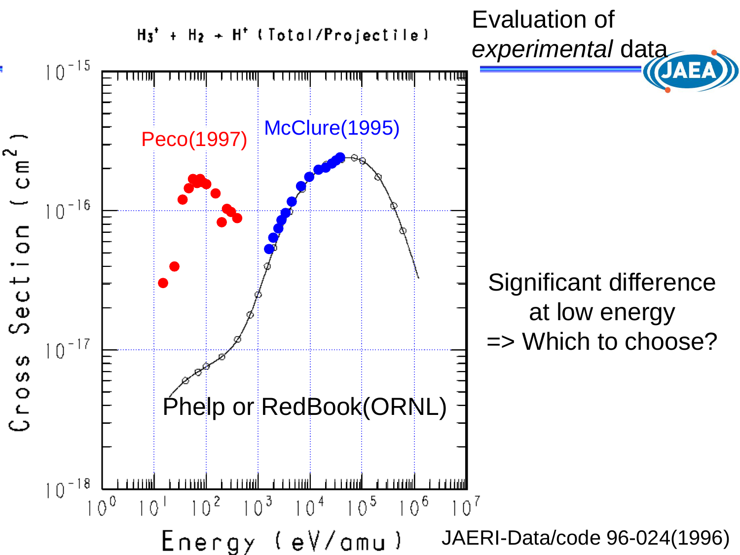# Evaluation of *experimental* data

$H_3^+ + H_2 \rightarrow H^+$ (Total/Projectile)

Peco(1997)

McClure(1995)

Phelp or RedBook(ORNL)

Cross Section ($cm^2$)

Energy (eV/amu)

Significant difference at low energy
=> Which to choose?

JAERI-Data/code 96-024(1996)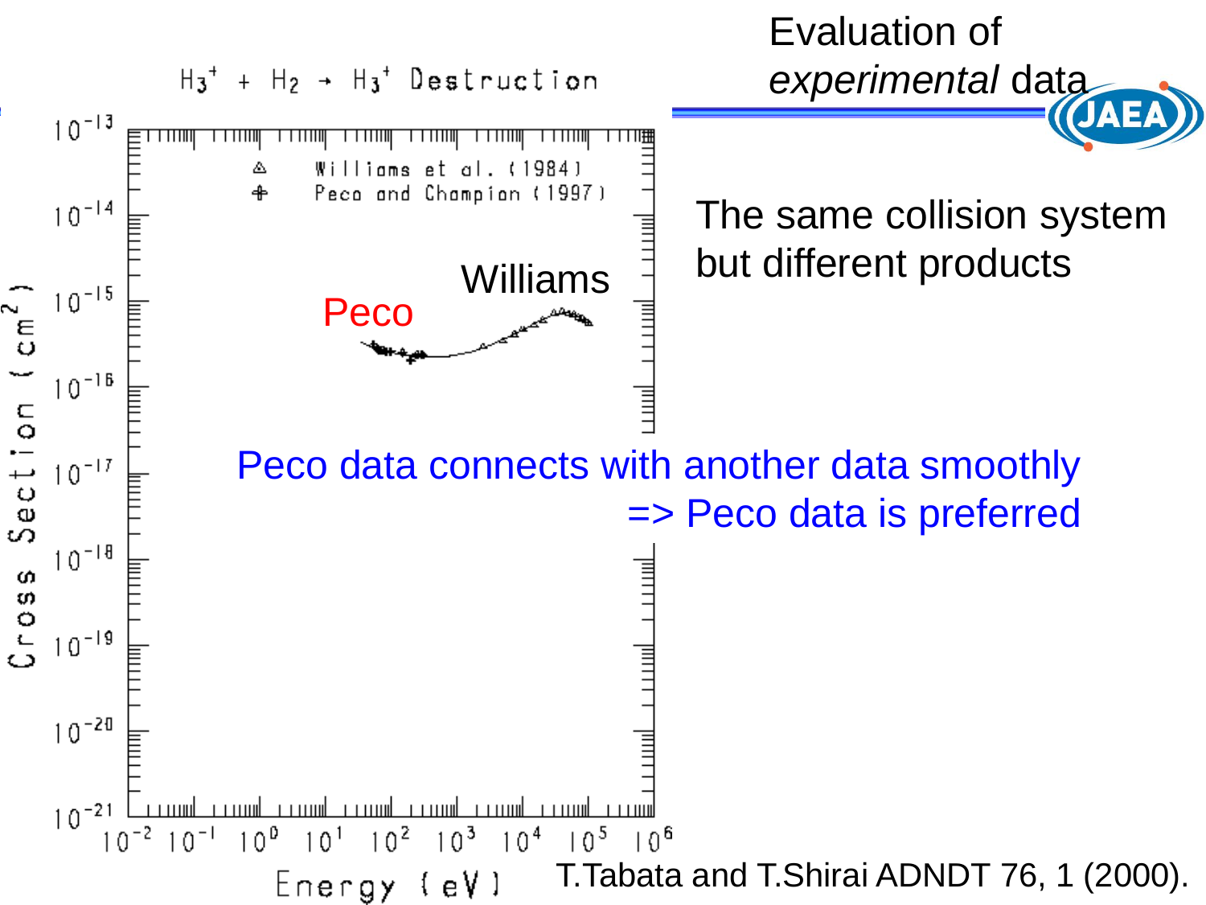# Evaluation of *experimental* data

$H_3^+ + H_2 \rightarrow H_3^+$ Destruction

△ Williams et al. (1984)
✚ Peco and Champion (1997)

Cross Section ($cm^2$)

Energy (eV)

Peco

Williams

The same collision system but different products

Peco data connects with another data smoothly
=> Peco data is preferred

T.Tabata and T.Shirai ADNDT 76, 1 (2000).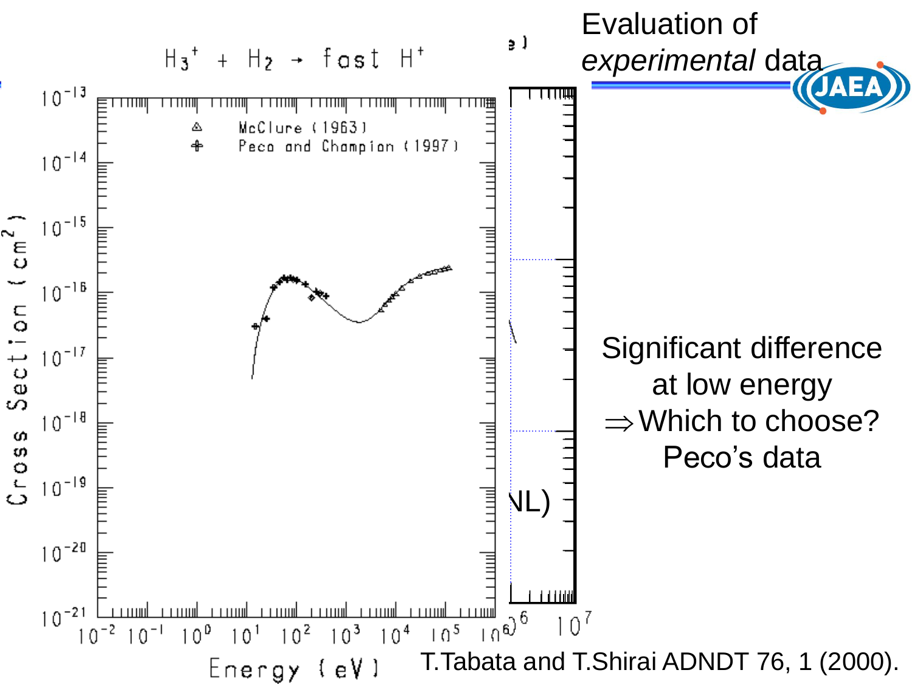# Evaluation of *experimental* data

$H_3^+ + H_2 \rightarrow$ fast $H^+$

△ McClure (1963)
✚ Peco and Champion (1997)

Cross Section ($cm^2$)

Energy (eV)

Significant difference at low energy
$\Rightarrow$ Which to choose?
Peco's data

T.Tabata and T.Shirai ADNDT 76, 1 (2000).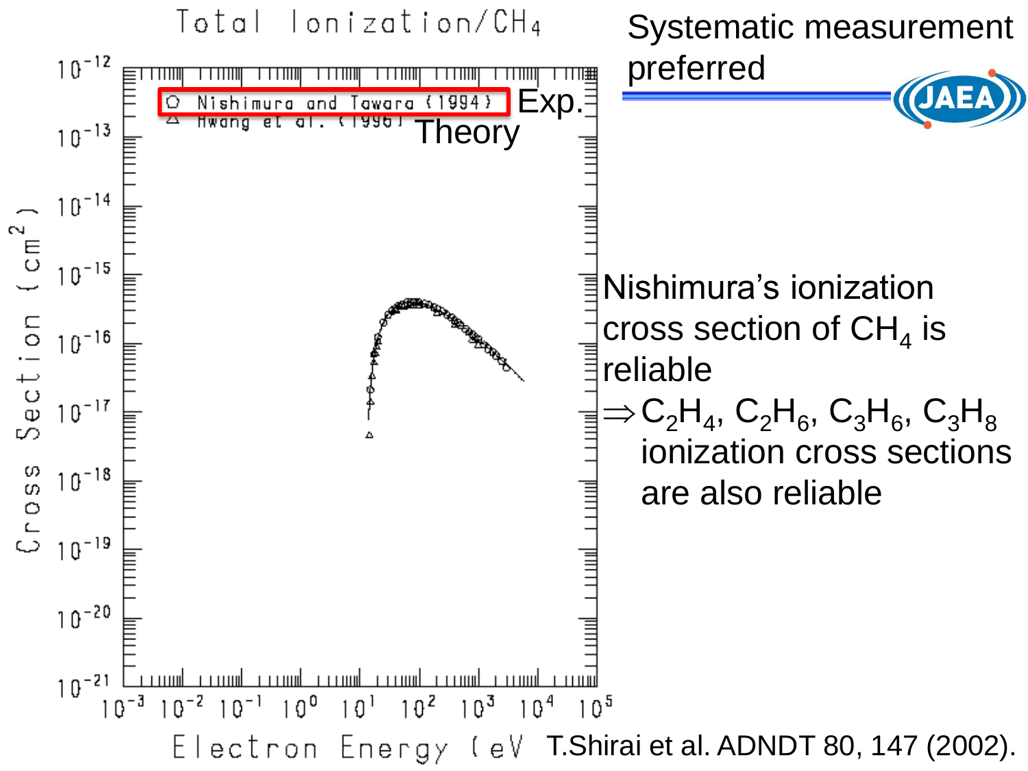## Systematic measurement preferred

Total Ionization/$CH_4$

- Nishimura and Tawara (1994) — Exp.
- Hwang et al. (1996) — Theory

Cross Section (cm$^2$) vs. Electron Energy (eV)

Nishimura's ionization cross section of $CH_4$ is reliable

$\Rightarrow$ $C_2H_4$, $C_2H_6$, $C_3H_6$, $C_3H_8$ ionization cross sections are also reliable

T.Shirai et al. ADNDT 80, 147 (2002).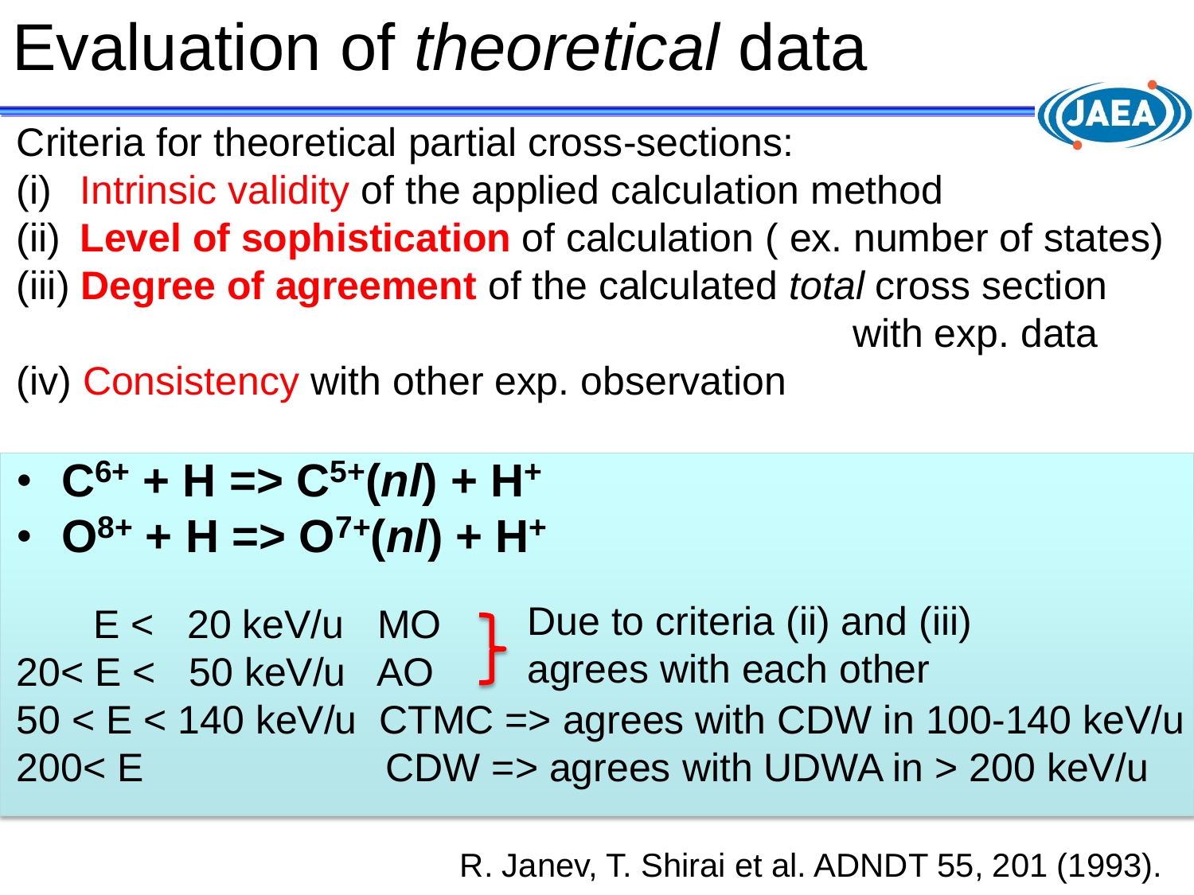# Evaluation of *theoretical* data

Criteria for theoretical partial cross-sections:

(i) Intrinsic validity of the applied calculation method

(ii) **Level of sophistication** of calculation ( ex. number of states)

(iii) **Degree of agreement** of the calculated *total* cross section with exp. data

(iv) Consistency with other exp. observation

- **$C^{6+}$ + H => $C^{5+}$(*nl*) + $H^{+}$**
- **$O^{8+}$ + H => $O^{7+}$(*nl*) + $H^{+}$**

| Energy range | Method | Remark |
|---|---|---|
| E < 20 keV/u | MO | Due to criteria (ii) and (iii) agrees with each other |
| 20< E < 50 keV/u | AO | |
| 50 < E < 140 keV/u | CTMC | => agrees with CDW in 100-140 keV/u |
| 200< E | CDW | => agrees with UDWA in > 200 keV/u |

R. Janev, T. Shirai et al. ADNDT 55, 201 (1993).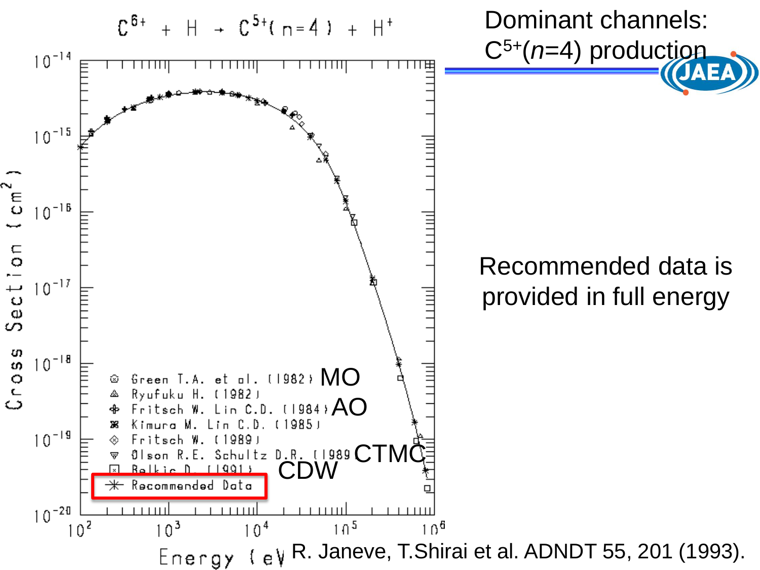# Dominant channels: $C^{5+}$($n$=4) production

$C^{6+} + H \rightarrow C^{5+}(n=4) + H^{+}$

Cross Section ($cm^2$)

Energy (eV)

- Green T.A. et al. (1982) MO
- Ryufuku H. (1982)
- Fritsch W. Lin C.D. (1984) AO
- Kimura M. Lin C.D. (1985)
- Fritsch W. (1989)
- Olson R.E. Schultz D.R. (1989) CTMC
- Belkic D. (1991) CDW
- Recommended Data

Recommended data is provided in full energy

R. Janeve, T.Shirai et al. ADNDT 55, 201 (1993).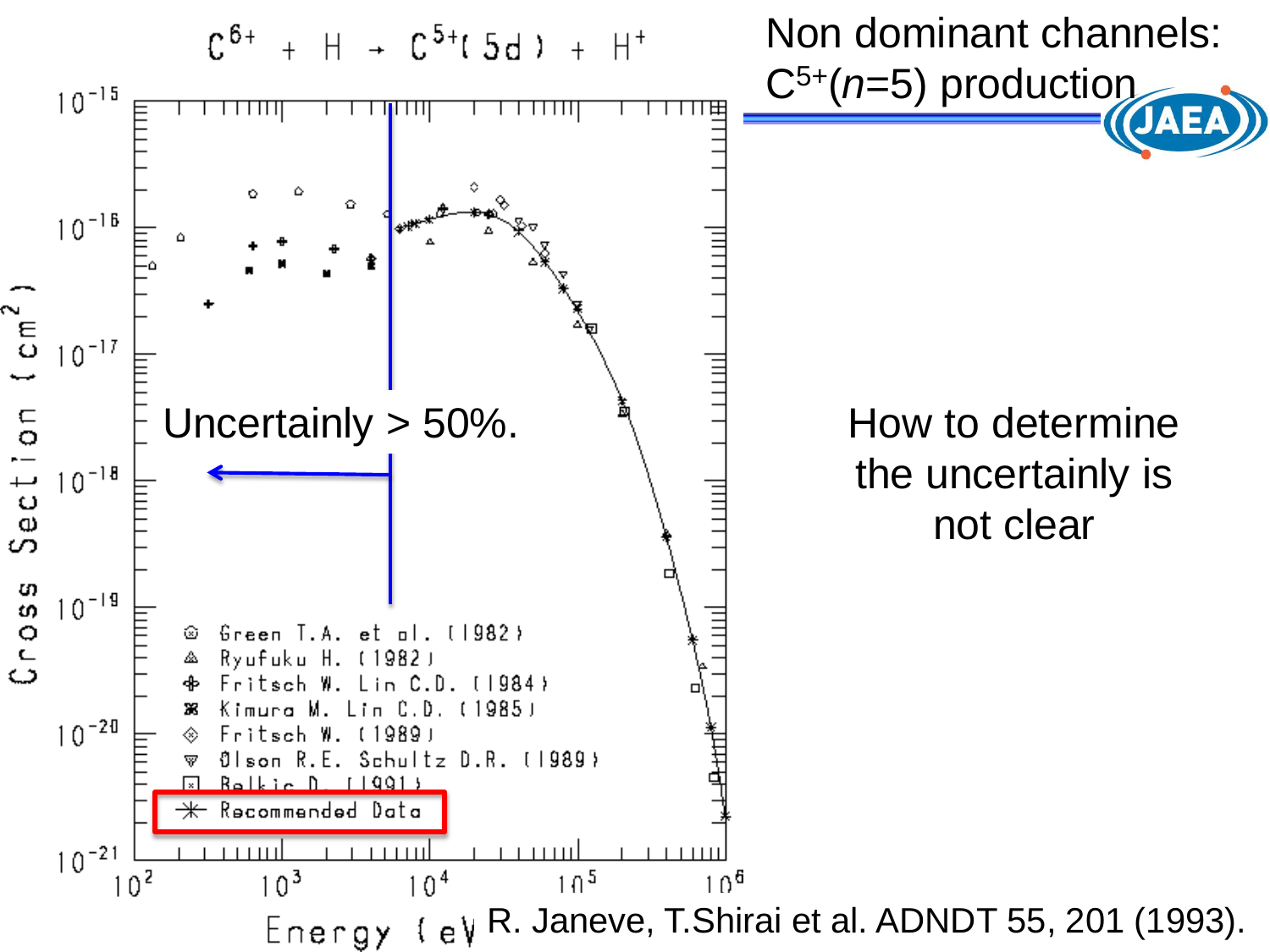# Non dominant channels: $C^{5+}$($n$=5) production

$C^{6+} + H \rightarrow C^{5+}(5d) + H^+$

Uncertainly > 50%.

- Green T.A. et al. (1982)
- Ryufuku H. (1982)
- Fritsch W. Lin C.D. (1984)
- Kimura M. Lin C.D. (1985)
- Fritsch W. (1989)
- Olson R.E. Schultz D.R. (1989)
- Belkic D. (1991)
- Recommended Data

Cross Section ($cm^2$)

Energy (eV)

How to determine the uncertainly is not clear

R. Janeve, T.Shirai et al. ADNDT 55, 201 (1993).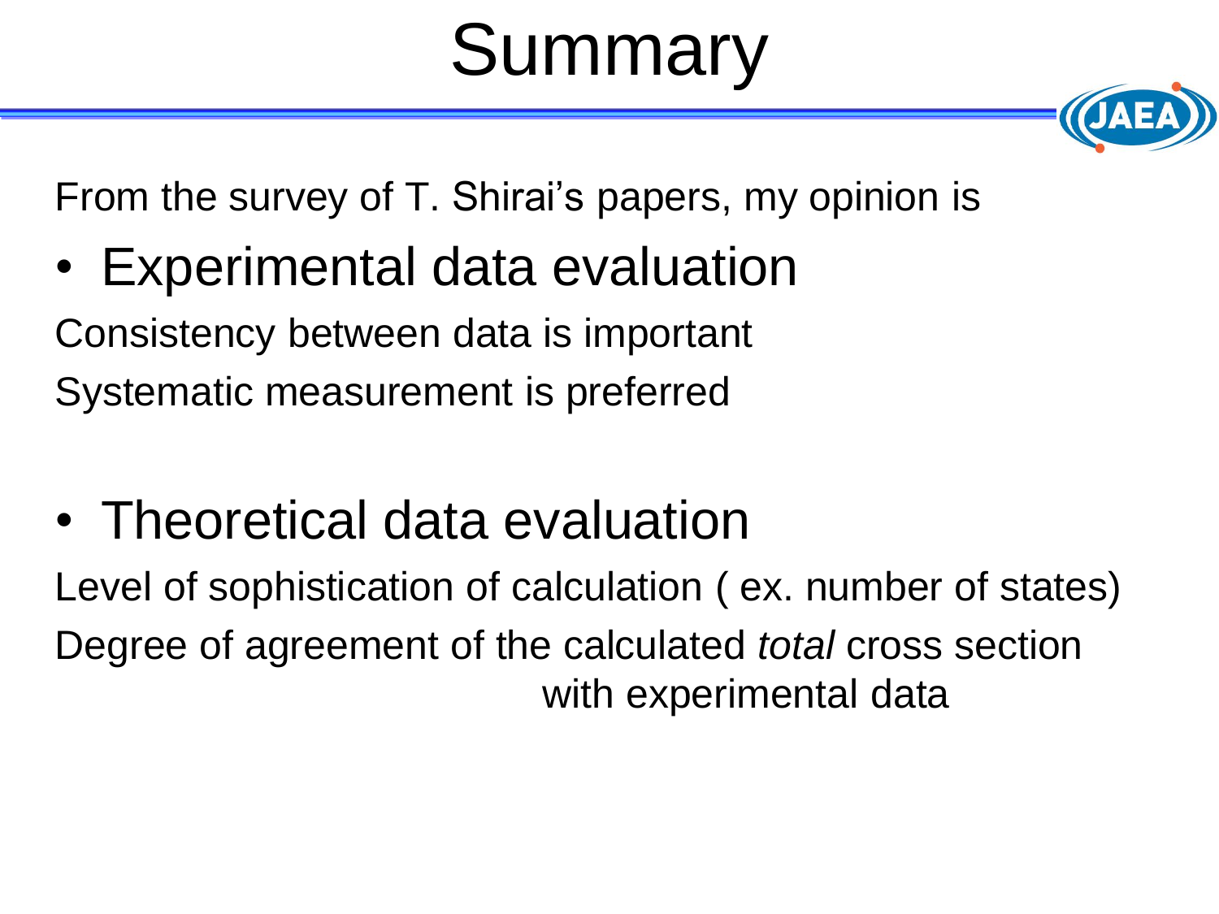# Summary

From the survey of T. Shirai's papers, my opinion is

- Experimental data evaluation

Consistency between data is important

Systematic measurement is preferred

- Theoretical data evaluation

Level of sophistication of calculation ( ex. number of states)

Degree of agreement of the calculated *total* cross section with experimental data